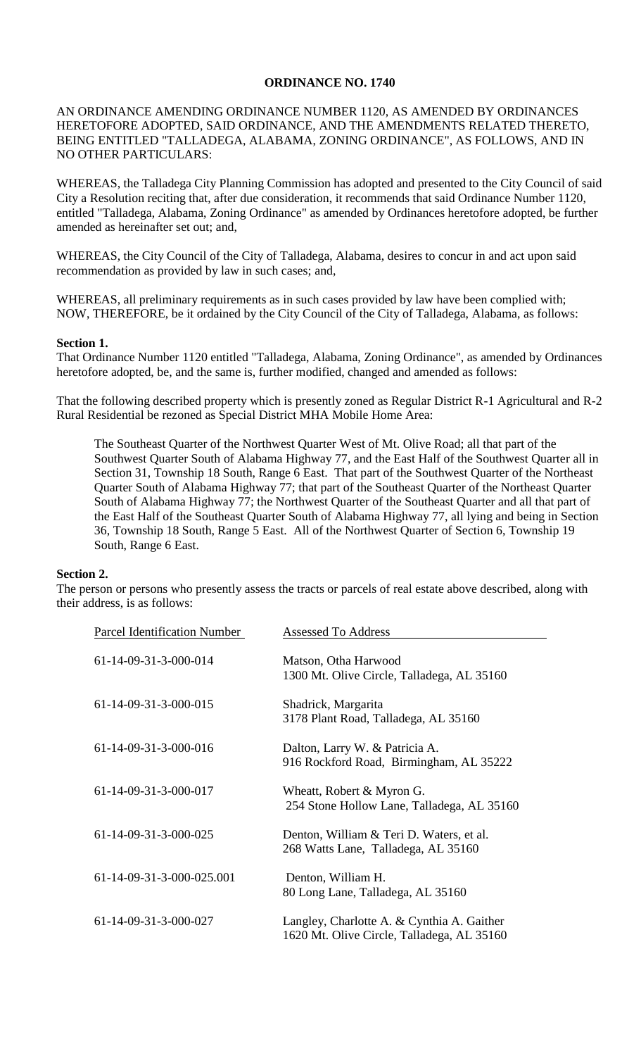**ORDINANCE NO. 1740**

AN ORDINANCE AMENDING ORDINANCE NUMBER 1120, AS AMENDED BY ORDINANCES HERETOFORE ADOPTED, SAID ORDINANCE, AND THE AMENDMENTS RELATED THERETO, BEING ENTITLED "TALLADEGA, ALABAMA, ZONING ORDINANCE", AS FOLLOWS, AND IN NO OTHER PARTICULARS:

WHEREAS, the Talladega City Planning Commission has adopted and presented to the City Council of said City a Resolution reciting that, after due consideration, it recommends that said Ordinance Number 1120, entitled "Talladega, Alabama, Zoning Ordinance" as amended by Ordinances heretofore adopted, be further amended as hereinafter set out; and,

WHEREAS, the City Council of the City of Talladega, Alabama, desires to concur in and act upon said recommendation as provided by law in such cases; and,

WHEREAS, all preliminary requirements as in such cases provided by law have been complied with; NOW, THEREFORE, be it ordained by the City Council of the City of Talladega, Alabama, as follows:

**Section 1.**

That Ordinance Number 1120 entitled "Talladega, Alabama, Zoning Ordinance", as amended by Ordinances heretofore adopted, be, and the same is, further modified, changed and amended as follows:

That the following described property which is presently zoned as Regular District R-1 Agricultural and R-2 Rural Residential be rezoned as Special District MHA Mobile Home Area:

> The Southeast Quarter of the Northwest Quarter West of Mt. Olive Road; all that part of the Southwest Quarter South of Alabama Highway 77, and the East Half of the Southwest Quarter all in Section 31, Township 18 South, Range 6 East. That part of the Southwest Quarter of the Northeast Quarter South of Alabama Highway 77; that part of the Southeast Quarter of the Northeast Quarter South of Alabama Highway 77; the Northwest Quarter of the Southeast Quarter and all that part of the East Half of the Southeast Quarter South of Alabama Highway 77, all lying and being in Section 36, Township 18 South, Range 5 East. All of the Northwest Quarter of Section 6, Township 19 South, Range 6 East.

**Section 2.**

The person or persons who presently assess the tracts or parcels of real estate above described, along with their address, is as follows:

| Parcel Identification Number | Assessed To Address |
|---|---|
| 61-14-09-31-3-000-014 | Matson, Otha Harwood<br>1300 Mt. Olive Circle, Talladega, AL 35160 |
| 61-14-09-31-3-000-015 | Shadrick, Margarita<br>3178 Plant Road, Talladega, AL 35160 |
| 61-14-09-31-3-000-016 | Dalton, Larry W. & Patricia A.<br>916 Rockford Road, Birmingham, AL 35222 |
| 61-14-09-31-3-000-017 | Wheatt, Robert & Myron G.<br>254 Stone Hollow Lane, Talladega, AL 35160 |
| 61-14-09-31-3-000-025 | Denton, William & Teri D. Waters, et al.<br>268 Watts Lane, Talladega, AL 35160 |
| 61-14-09-31-3-000-025.001 | Denton, William H.<br>80 Long Lane, Talladega, AL 35160 |
| 61-14-09-31-3-000-027 | Langley, Charlotte A. & Cynthia A. Gaither<br>1620 Mt. Olive Circle, Talladega, AL 35160 |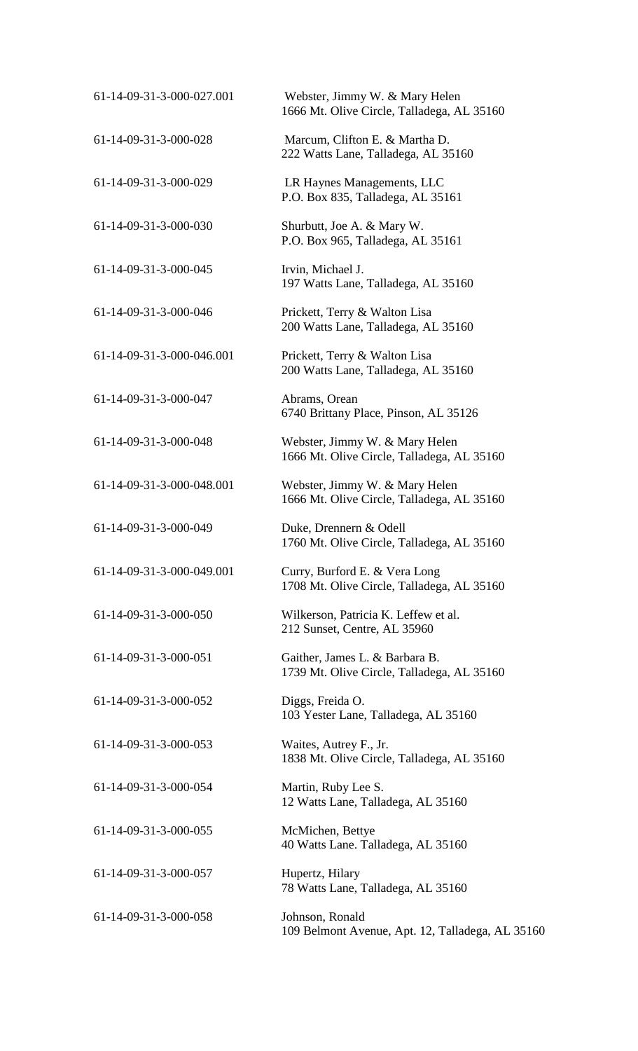| | |
|---|---|
| 61-14-09-31-3-000-027.001 | Webster, Jimmy W. & Mary Helen<br>1666 Mt. Olive Circle, Talladega, AL 35160 |
| 61-14-09-31-3-000-028 | Marcum, Clifton E. & Martha D.<br>222 Watts Lane, Talladega, AL 35160 |
| 61-14-09-31-3-000-029 | LR Haynes Managements, LLC<br>P.O. Box 835, Talladega, AL 35161 |
| 61-14-09-31-3-000-030 | Shurbutt, Joe A. & Mary W.<br>P.O. Box 965, Talladega, AL 35161 |
| 61-14-09-31-3-000-045 | Irvin, Michael J.<br>197 Watts Lane, Talladega, AL 35160 |
| 61-14-09-31-3-000-046 | Prickett, Terry & Walton Lisa<br>200 Watts Lane, Talladega, AL 35160 |
| 61-14-09-31-3-000-046.001 | Prickett, Terry & Walton Lisa<br>200 Watts Lane, Talladega, AL 35160 |
| 61-14-09-31-3-000-047 | Abrams, Orean<br>6740 Brittany Place, Pinson, AL 35126 |
| 61-14-09-31-3-000-048 | Webster, Jimmy W. & Mary Helen<br>1666 Mt. Olive Circle, Talladega, AL 35160 |
| 61-14-09-31-3-000-048.001 | Webster, Jimmy W. & Mary Helen<br>1666 Mt. Olive Circle, Talladega, AL 35160 |
| 61-14-09-31-3-000-049 | Duke, Drennern & Odell<br>1760 Mt. Olive Circle, Talladega, AL 35160 |
| 61-14-09-31-3-000-049.001 | Curry, Burford E. & Vera Long<br>1708 Mt. Olive Circle, Talladega, AL 35160 |
| 61-14-09-31-3-000-050 | Wilkerson, Patricia K. Leffew et al.<br>212 Sunset, Centre, AL 35960 |
| 61-14-09-31-3-000-051 | Gaither, James L. & Barbara B.<br>1739 Mt. Olive Circle, Talladega, AL 35160 |
| 61-14-09-31-3-000-052 | Diggs, Freida O.<br>103 Yester Lane, Talladega, AL 35160 |
| 61-14-09-31-3-000-053 | Waites, Autrey F., Jr.<br>1838 Mt. Olive Circle, Talladega, AL 35160 |
| 61-14-09-31-3-000-054 | Martin, Ruby Lee S.<br>12 Watts Lane, Talladega, AL 35160 |
| 61-14-09-31-3-000-055 | McMichen, Bettye<br>40 Watts Lane. Talladega, AL 35160 |
| 61-14-09-31-3-000-057 | Hupertz, Hilary<br>78 Watts Lane, Talladega, AL 35160 |
| 61-14-09-31-3-000-058 | Johnson, Ronald<br>109 Belmont Avenue, Apt. 12, Talladega, AL 35160 |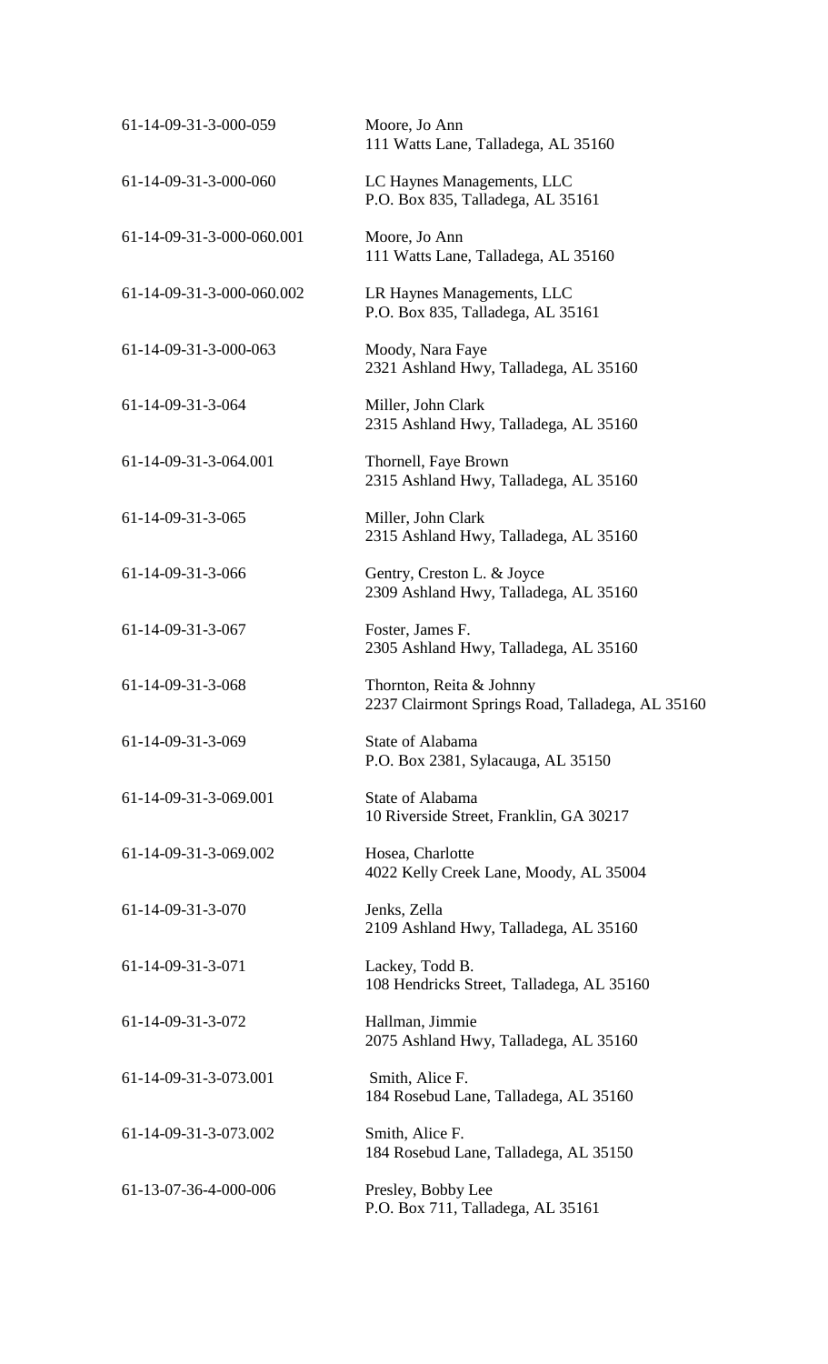| | |
|---|---|
| 61-14-09-31-3-000-059 | Moore, Jo Ann<br>111 Watts Lane, Talladega, AL 35160 |
| 61-14-09-31-3-000-060 | LC Haynes Managements, LLC<br>P.O. Box 835, Talladega, AL 35161 |
| 61-14-09-31-3-000-060.001 | Moore, Jo Ann<br>111 Watts Lane, Talladega, AL 35160 |
| 61-14-09-31-3-000-060.002 | LR Haynes Managements, LLC<br>P.O. Box 835, Talladega, AL 35161 |
| 61-14-09-31-3-000-063 | Moody, Nara Faye<br>2321 Ashland Hwy, Talladega, AL 35160 |
| 61-14-09-31-3-064 | Miller, John Clark<br>2315 Ashland Hwy, Talladega, AL 35160 |
| 61-14-09-31-3-064.001 | Thornell, Faye Brown<br>2315 Ashland Hwy, Talladega, AL 35160 |
| 61-14-09-31-3-065 | Miller, John Clark<br>2315 Ashland Hwy, Talladega, AL 35160 |
| 61-14-09-31-3-066 | Gentry, Creston L. & Joyce<br>2309 Ashland Hwy, Talladega, AL 35160 |
| 61-14-09-31-3-067 | Foster, James F.<br>2305 Ashland Hwy, Talladega, AL 35160 |
| 61-14-09-31-3-068 | Thornton, Reita & Johnny<br>2237 Clairmont Springs Road, Talladega, AL 35160 |
| 61-14-09-31-3-069 | State of Alabama<br>P.O. Box 2381, Sylacauga, AL 35150 |
| 61-14-09-31-3-069.001 | State of Alabama<br>10 Riverside Street, Franklin, GA 30217 |
| 61-14-09-31-3-069.002 | Hosea, Charlotte<br>4022 Kelly Creek Lane, Moody, AL 35004 |
| 61-14-09-31-3-070 | Jenks, Zella<br>2109 Ashland Hwy, Talladega, AL 35160 |
| 61-14-09-31-3-071 | Lackey, Todd B.<br>108 Hendricks Street, Talladega, AL 35160 |
| 61-14-09-31-3-072 | Hallman, Jimmie<br>2075 Ashland Hwy, Talladega, AL 35160 |
| 61-14-09-31-3-073.001 | Smith, Alice F.<br>184 Rosebud Lane, Talladega, AL 35160 |
| 61-14-09-31-3-073.002 | Smith, Alice F.<br>184 Rosebud Lane, Talladega, AL 35150 |
| 61-13-07-36-4-000-006 | Presley, Bobby Lee<br>P.O. Box 711, Talladega, AL 35161 |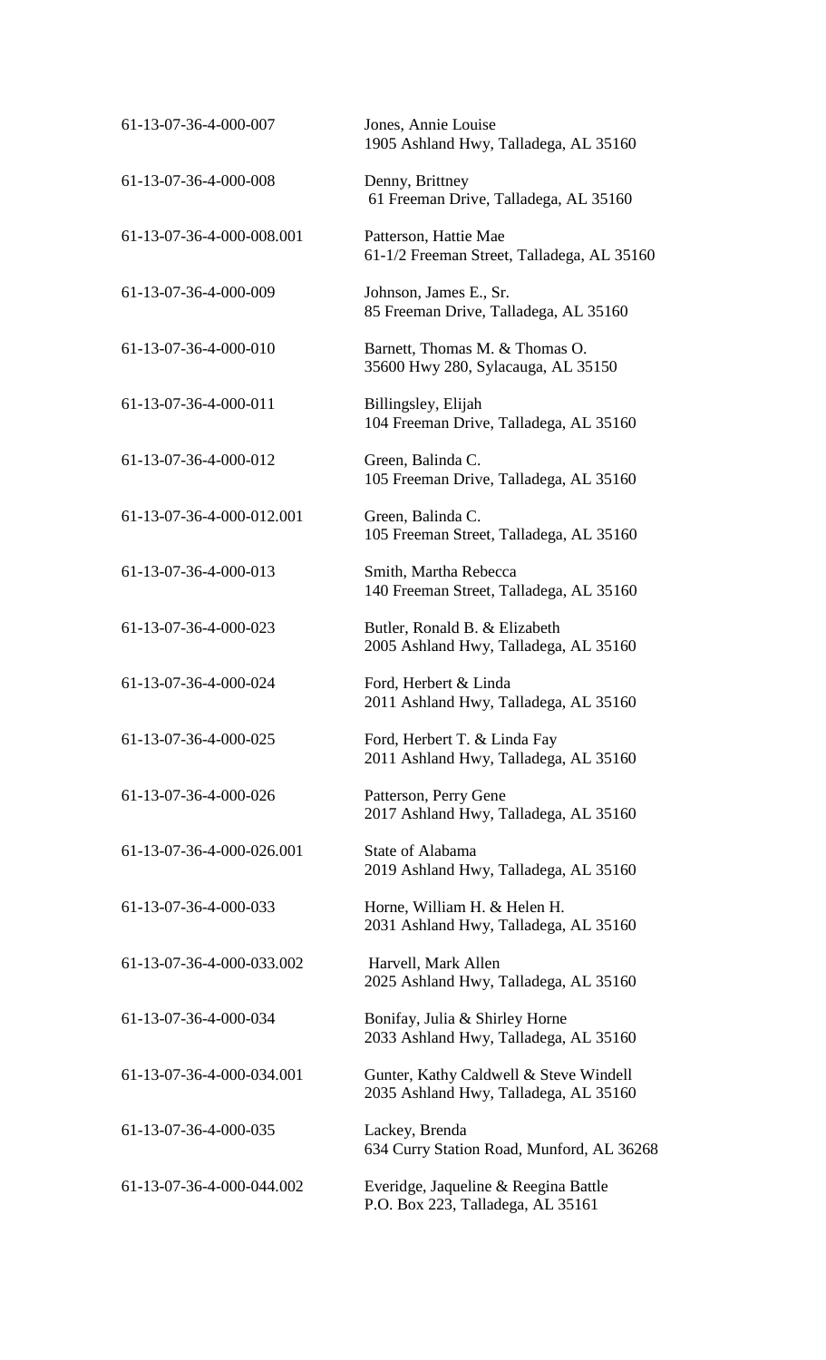| | |
|---|---|
| 61-13-07-36-4-000-007 | Jones, Annie Louise<br>1905 Ashland Hwy, Talladega, AL 35160 |
| 61-13-07-36-4-000-008 | Denny, Brittney<br>61 Freeman Drive, Talladega, AL 35160 |
| 61-13-07-36-4-000-008.001 | Patterson, Hattie Mae<br>61-1/2 Freeman Street, Talladega, AL 35160 |
| 61-13-07-36-4-000-009 | Johnson, James E., Sr.<br>85 Freeman Drive, Talladega, AL 35160 |
| 61-13-07-36-4-000-010 | Barnett, Thomas M. & Thomas O.<br>35600 Hwy 280, Sylacauga, AL 35150 |
| 61-13-07-36-4-000-011 | Billingsley, Elijah<br>104 Freeman Drive, Talladega, AL 35160 |
| 61-13-07-36-4-000-012 | Green, Balinda C.<br>105 Freeman Drive, Talladega, AL 35160 |
| 61-13-07-36-4-000-012.001 | Green, Balinda C.<br>105 Freeman Street, Talladega, AL 35160 |
| 61-13-07-36-4-000-013 | Smith, Martha Rebecca<br>140 Freeman Street, Talladega, AL 35160 |
| 61-13-07-36-4-000-023 | Butler, Ronald B. & Elizabeth<br>2005 Ashland Hwy, Talladega, AL 35160 |
| 61-13-07-36-4-000-024 | Ford, Herbert & Linda<br>2011 Ashland Hwy, Talladega, AL 35160 |
| 61-13-07-36-4-000-025 | Ford, Herbert T. & Linda Fay<br>2011 Ashland Hwy, Talladega, AL 35160 |
| 61-13-07-36-4-000-026 | Patterson, Perry Gene<br>2017 Ashland Hwy, Talladega, AL 35160 |
| 61-13-07-36-4-000-026.001 | State of Alabama<br>2019 Ashland Hwy, Talladega, AL 35160 |
| 61-13-07-36-4-000-033 | Horne, William H. & Helen H.<br>2031 Ashland Hwy, Talladega, AL 35160 |
| 61-13-07-36-4-000-033.002 | Harvell, Mark Allen<br>2025 Ashland Hwy, Talladega, AL 35160 |
| 61-13-07-36-4-000-034 | Bonifay, Julia & Shirley Horne<br>2033 Ashland Hwy, Talladega, AL 35160 |
| 61-13-07-36-4-000-034.001 | Gunter, Kathy Caldwell & Steve Windell<br>2035 Ashland Hwy, Talladega, AL 35160 |
| 61-13-07-36-4-000-035 | Lackey, Brenda<br>634 Curry Station Road, Munford, AL 36268 |
| 61-13-07-36-4-000-044.002 | Everidge, Jaqueline & Reegina Battle<br>P.O. Box 223, Talladega, AL 35161 |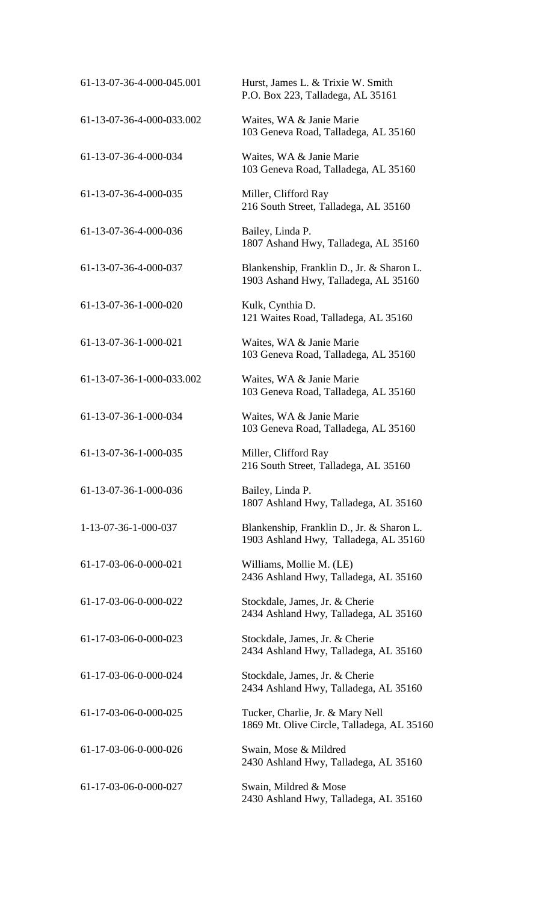| | |
|---|---|
| 61-13-07-36-4-000-045.001 | Hurst, James L. & Trixie W. Smith<br>P.O. Box 223, Talladega, AL 35161 |
| 61-13-07-36-4-000-033.002 | Waites, WA & Janie Marie<br>103 Geneva Road, Talladega, AL 35160 |
| 61-13-07-36-4-000-034 | Waites, WA & Janie Marie<br>103 Geneva Road, Talladega, AL 35160 |
| 61-13-07-36-4-000-035 | Miller, Clifford Ray<br>216 South Street, Talladega, AL 35160 |
| 61-13-07-36-4-000-036 | Bailey, Linda P.<br>1807 Ashand Hwy, Talladega, AL 35160 |
| 61-13-07-36-4-000-037 | Blankenship, Franklin D., Jr. & Sharon L.<br>1903 Ashand Hwy, Talladega, AL 35160 |
| 61-13-07-36-1-000-020 | Kulk, Cynthia D.<br>121 Waites Road, Talladega, AL 35160 |
| 61-13-07-36-1-000-021 | Waites, WA & Janie Marie<br>103 Geneva Road, Talladega, AL 35160 |
| 61-13-07-36-1-000-033.002 | Waites, WA & Janie Marie<br>103 Geneva Road, Talladega, AL 35160 |
| 61-13-07-36-1-000-034 | Waites, WA & Janie Marie<br>103 Geneva Road, Talladega, AL 35160 |
| 61-13-07-36-1-000-035 | Miller, Clifford Ray<br>216 South Street, Talladega, AL 35160 |
| 61-13-07-36-1-000-036 | Bailey, Linda P.<br>1807 Ashland Hwy, Talladega, AL 35160 |
| 1-13-07-36-1-000-037 | Blankenship, Franklin D., Jr. & Sharon L.<br>1903 Ashland Hwy, Talladega, AL 35160 |
| 61-17-03-06-0-000-021 | Williams, Mollie M. (LE)<br>2436 Ashland Hwy, Talladega, AL 35160 |
| 61-17-03-06-0-000-022 | Stockdale, James, Jr. & Cherie<br>2434 Ashland Hwy, Talladega, AL 35160 |
| 61-17-03-06-0-000-023 | Stockdale, James, Jr. & Cherie<br>2434 Ashland Hwy, Talladega, AL 35160 |
| 61-17-03-06-0-000-024 | Stockdale, James, Jr. & Cherie<br>2434 Ashland Hwy, Talladega, AL 35160 |
| 61-17-03-06-0-000-025 | Tucker, Charlie, Jr. & Mary Nell<br>1869 Mt. Olive Circle, Talladega, AL 35160 |
| 61-17-03-06-0-000-026 | Swain, Mose & Mildred<br>2430 Ashland Hwy, Talladega, AL 35160 |
| 61-17-03-06-0-000-027 | Swain, Mildred & Mose<br>2430 Ashland Hwy, Talladega, AL 35160 |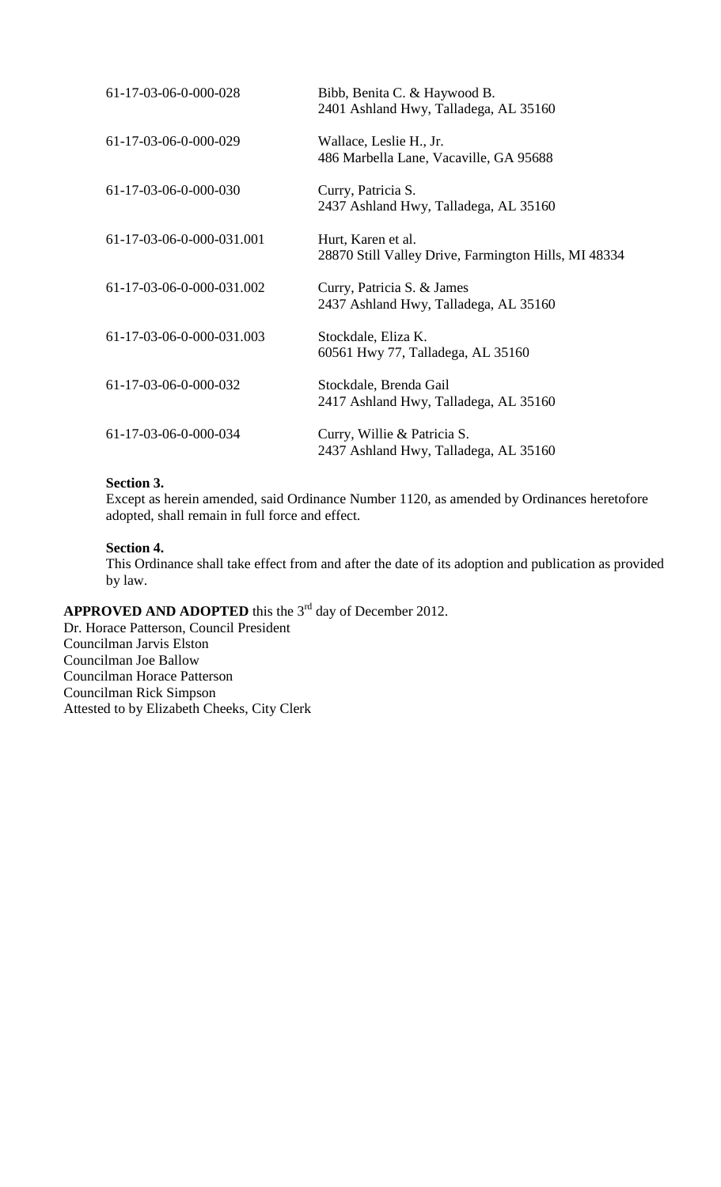| | |
|---|---|
| 61-17-03-06-0-000-028 | Bibb, Benita C. & Haywood B.<br>2401 Ashland Hwy, Talladega, AL 35160 |
| 61-17-03-06-0-000-029 | Wallace, Leslie H., Jr.<br>486 Marbella Lane, Vacaville, GA 95688 |
| 61-17-03-06-0-000-030 | Curry, Patricia S.<br>2437 Ashland Hwy, Talladega, AL 35160 |
| 61-17-03-06-0-000-031.001 | Hurt, Karen et al.<br>28870 Still Valley Drive, Farmington Hills, MI 48334 |
| 61-17-03-06-0-000-031.002 | Curry, Patricia S. & James<br>2437 Ashland Hwy, Talladega, AL 35160 |
| 61-17-03-06-0-000-031.003 | Stockdale, Eliza K.<br>60561 Hwy 77, Talladega, AL 35160 |
| 61-17-03-06-0-000-032 | Stockdale, Brenda Gail<br>2417 Ashland Hwy, Talladega, AL 35160 |
| 61-17-03-06-0-000-034 | Curry, Willie & Patricia S.<br>2437 Ashland Hwy, Talladega, AL 35160 |

**Section 3.**
Except as herein amended, said Ordinance Number 1120, as amended by Ordinances heretofore adopted, shall remain in full force and effect.

**Section 4.**
This Ordinance shall take effect from and after the date of its adoption and publication as provided by law.

**APPROVED AND ADOPTED** this the 3rd day of December 2012.
Dr. Horace Patterson, Council President
Councilman Jarvis Elston
Councilman Joe Ballow
Councilman Horace Patterson
Councilman Rick Simpson
Attested to by Elizabeth Cheeks, City Clerk